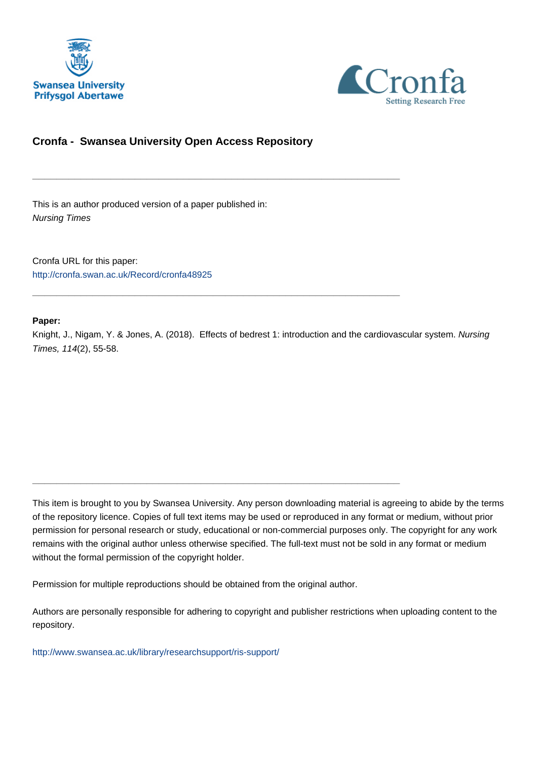# Cronfa - Swansea University Open Access Repository

---

This is an author produced version of a paper published in:
*Nursing Times*

Cronfa URL for this paper:
http://cronfa.swan.ac.uk/Record/cronfa48925

---

**Paper:**
Knight, J., Nigam, Y. & Jones, A. (2018). Effects of bedrest 1: introduction and the cardiovascular system. *Nursing Times, 114*(2), 55-58.

---

This item is brought to you by Swansea University. Any person downloading material is agreeing to abide by the terms of the repository licence. Copies of full text items may be used or reproduced in any format or medium, without prior permission for personal research or study, educational or non-commercial purposes only. The copyright for any work remains with the original author unless otherwise specified. The full-text must not be sold in any format or medium without the formal permission of the copyright holder.

Permission for multiple reproductions should be obtained from the original author.

Authors are personally responsible for adhering to copyright and publisher restrictions when uploading content to the repository.

http://www.swansea.ac.uk/library/researchsupport/ris-support/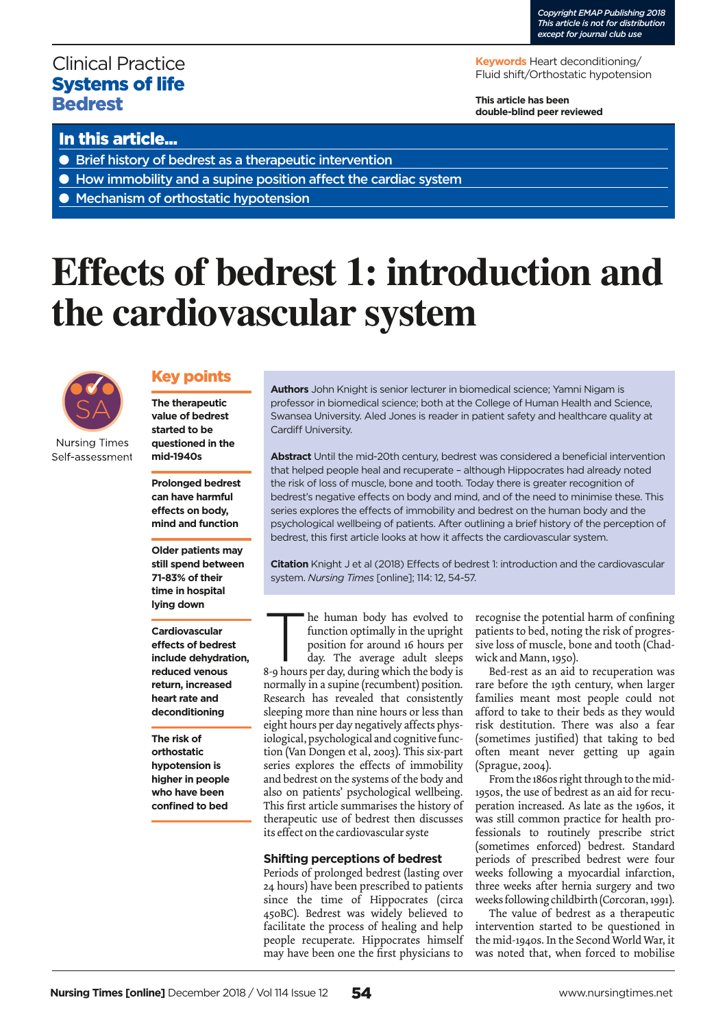Copyright EMAP Publishing 2018
This article is not for distribution except for journal club use

Clinical Practice
**Systems of life**
**Bedrest**

**Keywords** Heart deconditioning/ Fluid shift/Orthostatic hypotension

**This article has been double-blind peer reviewed**

## In this article...

- Brief history of bedrest as a therapeutic intervention
- How immobility and a supine position affect the cardiac system
- Mechanism of orthostatic hypotension

# Effects of bedrest 1: introduction and the cardiovascular system

Nursing Times Self-assessment

## Key points

**The therapeutic value of bedrest started to be questioned in the mid-1940s**

**Prolonged bedrest can have harmful effects on body, mind and function**

**Older patients may still spend between 71-83% of their time in hospital lying down**

**Cardiovascular effects of bedrest include dehydration, reduced venous return, increased heart rate and deconditioning**

**The risk of orthostatic hypotension is higher in people who have been confined to bed**

**Authors** John Knight is senior lecturer in biomedical science; Yamni Nigam is professor in biomedical science; both at the College of Human Health and Science, Swansea University. Aled Jones is reader in patient safety and healthcare quality at Cardiff University.

**Abstract** Until the mid-20th century, bedrest was considered a beneficial intervention that helped people heal and recuperate – although Hippocrates had already noted the risk of loss of muscle, bone and tooth. Today there is greater recognition of bedrest's negative effects on body and mind, and of the need to minimise these. This series explores the effects of immobility and bedrest on the human body and the psychological wellbeing of patients. After outlining a brief history of the perception of bedrest, this first article looks at how it affects the cardiovascular system.

**Citation** Knight J et al (2018) Effects of bedrest 1: introduction and the cardiovascular system. *Nursing Times* [online]; 114: 12, 54-57.

The human body has evolved to function optimally in the upright position for around 16 hours per day. The average adult sleeps 8-9 hours per day, during which the body is normally in a supine (recumbent) position. Research has revealed that consistently sleeping more than nine hours or less than eight hours per day negatively affects physiological, psychological and cognitive function (Van Dongen et al, 2003). This six-part series explores the effects of immobility and bedrest on the systems of the body and also on patients' psychological wellbeing. This first article summarises the history of therapeutic use of bedrest then discusses its effect on the cardiovascular syste

### Shifting perceptions of bedrest

Periods of prolonged bedrest (lasting over 24 hours) have been prescribed to patients since the time of Hippocrates (circa 450BC). Bedrest was widely believed to facilitate the process of healing and help people recuperate. Hippocrates himself may have been one the first physicians to recognise the potential harm of confining patients to bed, noting the risk of progressive loss of muscle, bone and tooth (Chadwick and Mann, 1950).

Bed-rest as an aid to recuperation was rare before the 19th century, when larger families meant most people could not afford to take to their beds as they would risk destitution. There was also a fear (sometimes justified) that taking to bed often meant never getting up again (Sprague, 2004).

From the 1860s right through to the mid-1950s, the use of bedrest as an aid for recuperation increased. As late as the 1960s, it was still common practice for health professionals to routinely prescribe strict (sometimes enforced) bedrest. Standard periods of prescribed bedrest were four weeks following a myocardial infarction, three weeks after hernia surgery and two weeks following childbirth (Corcoran, 1991).

The value of bedrest as a therapeutic intervention started to be questioned in the mid-1940s. In the Second World War, it was noted that, when forced to mobilise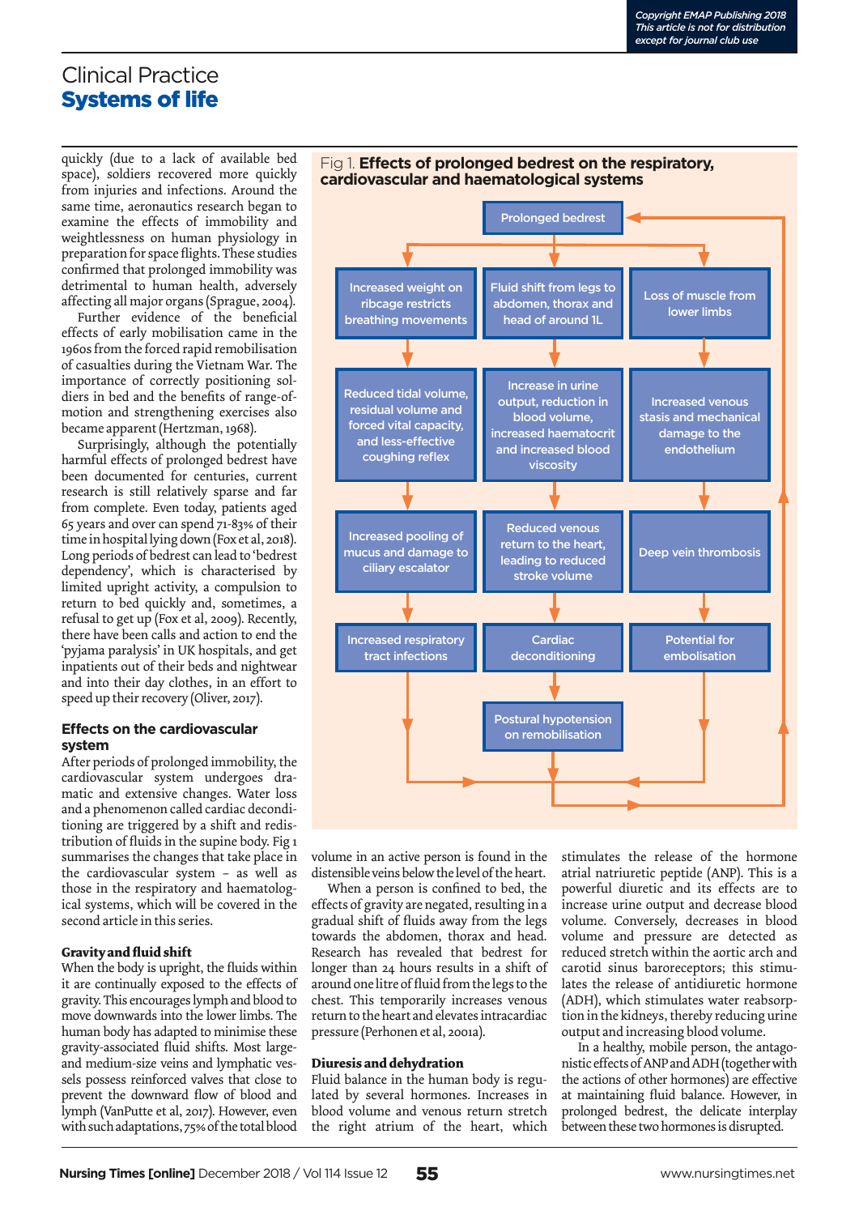quickly (due to a lack of available bed space), soldiers recovered more quickly from injuries and infections. Around the same time, aeronautics research began to examine the effects of immobility and weightlessness on human physiology in preparation for space flights. These studies confirmed that prolonged immobility was detrimental to human health, adversely affecting all major organs (Sprague, 2004).

Further evidence of the beneficial effects of early mobilisation came in the 1960s from the forced rapid remobilisation of casualties during the Vietnam War. The importance of correctly positioning soldiers in bed and the benefits of range-of-motion and strengthening exercises also became apparent (Hertzman, 1968).

Surprisingly, although the potentially harmful effects of prolonged bedrest have been documented for centuries, current research is still relatively sparse and far from complete. Even today, patients aged 65 years and over can spend 71-83% of their time in hospital lying down (Fox et al, 2018). Long periods of bedrest can lead to 'bedrest dependency', which is characterised by limited upright activity, a compulsion to return to bed quickly and, sometimes, a refusal to get up (Fox et al, 2009). Recently, there have been calls and action to end the 'pyjama paralysis' in UK hospitals, and get inpatients out of their beds and nightwear and into their day clothes, in an effort to speed up their recovery (Oliver, 2017).

### Effects on the cardiovascular system

After periods of prolonged immobility, the cardiovascular system undergoes dramatic and extensive changes. Water loss and a phenomenon called cardiac deconditioning are triggered by a shift and redistribution of fluids in the supine body. Fig 1 summarises the changes that take place in the cardiovascular system – as well as those in the respiratory and haematological systems, which will be covered in the second article in this series.

**Fig 1. Effects of prolonged bedrest on the respiratory, cardiovascular and haematological systems**

- Prolonged bedrest →
  - Increased weight on ribcage restricts breathing movements → Reduced tidal volume, residual volume and forced vital capacity, and less-effective coughing reflex → Increased pooling of mucus and damage to ciliary escalator → Increased respiratory tract infections
  - Fluid shift from legs to abdomen, thorax and head of around 1L → Increase in urine output, reduction in blood volume, increased haematocrit and increased blood viscosity → Reduced venous return to the heart, leading to reduced stroke volume → Cardiac deconditioning → Postural hypotension on remobilisation
  - Loss of muscle from lower limbs → Increased venous stasis and mechanical damage to the endothelium → Deep vein thrombosis → Potential for embolisation
- All outcomes feed back to → Prolonged bedrest

#### Gravity and fluid shift

When the body is upright, the fluids within it are continually exposed to the effects of gravity. This encourages lymph and blood to move downwards into the lower limbs. The human body has adapted to minimise these gravity-associated fluid shifts. Most large- and medium-size veins and lymphatic vessels possess reinforced valves that close to prevent the downward flow of blood and lymph (VanPutte et al, 2017). However, even with such adaptations, 75% of the total blood volume in an active person is found in the distensible veins below the level of the heart.

When a person is confined to bed, the effects of gravity are negated, resulting in a gradual shift of fluids away from the legs towards the abdomen, thorax and head. Research has revealed that bedrest for longer than 24 hours results in a shift of around one litre of fluid from the legs to the chest. This temporarily increases venous return to the heart and elevates intracardiac pressure (Perhonen et al, 2001a).

#### Diuresis and dehydration

Fluid balance in the human body is regulated by several hormones. Increases in blood volume and venous return stretch the right atrium of the heart, which stimulates the release of the hormone atrial natriuretic peptide (ANP). This is a powerful diuretic and its effects are to increase urine output and decrease blood volume. Conversely, decreases in blood volume and pressure are detected as reduced stretch within the aortic arch and carotid sinus baroreceptors; this stimulates the release of antidiuretic hormone (ADH), which stimulates water reabsorption in the kidneys, thereby reducing urine output and increasing blood volume.

In a healthy, mobile person, the antagonistic effects of ANP and ADH (together with the actions of other hormones) are effective at maintaining fluid balance. However, in prolonged bedrest, the delicate interplay between these two hormones is disrupted.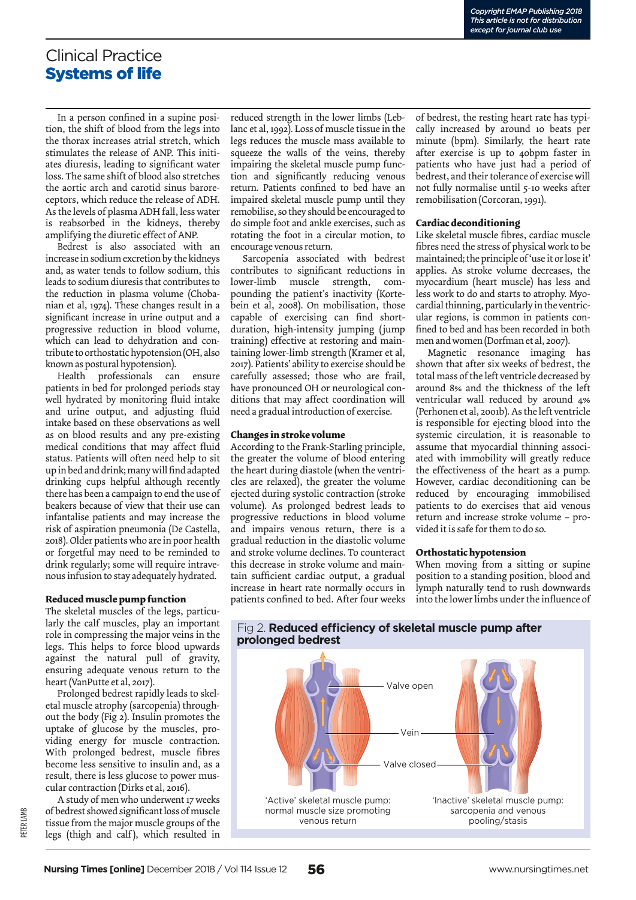In a person confined in a supine position, the shift of blood from the legs into the thorax increases atrial stretch, which stimulates the release of ANP. This initiates diuresis, leading to significant water loss. The same shift of blood also stretches the aortic arch and carotid sinus baroreceptors, which reduce the release of ADH. As the levels of plasma ADH fall, less water is reabsorbed in the kidneys, thereby amplifying the diuretic effect of ANP.

Bedrest is also associated with an increase in sodium excretion by the kidneys and, as water tends to follow sodium, this leads to sodium diuresis that contributes to the reduction in plasma volume (Chobanian et al, 1974). These changes result in a significant increase in urine output and a progressive reduction in blood volume, which can lead to dehydration and contribute to orthostatic hypotension (OH, also known as postural hypotension).

Health professionals can ensure patients in bed for prolonged periods stay well hydrated by monitoring fluid intake and urine output, and adjusting fluid intake based on these observations as well as on blood results and any pre-existing medical conditions that may affect fluid status. Patients will often need help to sit up in bed and drink; many will find adapted drinking cups helpful although recently there has been a campaign to end the use of beakers because of their view that their use can infantalise patients and may increase the risk of aspiration pneumonia (De Castella, 2018). Older patients who are in poor health or forgetful may need to be reminded to drink regularly; some will require intravenous infusion to stay adequately hydrated.

### Reduced muscle pump function

The skeletal muscles of the legs, particularly the calf muscles, play an important role in compressing the major veins in the legs. This helps to force blood upwards against the natural pull of gravity, ensuring adequate venous return to the heart (VanPutte et al, 2017).

Prolonged bedrest rapidly leads to skeletal muscle atrophy (sarcopenia) throughout the body (Fig 2). Insulin promotes the uptake of glucose by the muscles, providing energy for muscle contraction. With prolonged bedrest, muscle fibres become less sensitive to insulin and, as a result, there is less glucose to power muscular contraction (Dirks et al, 2016).

A study of men who underwent 17 weeks of bedrest showed significant loss of muscle tissue from the major muscle groups of the legs (thigh and calf), which resulted in reduced strength in the lower limbs (Leblanc et al, 1992). Loss of muscle tissue in the legs reduces the muscle mass available to squeeze the walls of the veins, thereby impairing the skeletal muscle pump function and significantly reducing venous return. Patients confined to bed have an impaired skeletal muscle pump until they remobilise, so they should be encouraged to do simple foot and ankle exercises, such as rotating the foot in a circular motion, to encourage venous return.

Sarcopenia associated with bedrest contributes to significant reductions in lower-limb muscle strength, compounding the patient's inactivity (Kortebein et al, 2008). On mobilisation, those capable of exercising can find short-duration, high-intensity jumping (jump training) effective at restoring and maintaining lower-limb strength (Kramer et al, 2017). Patients' ability to exercise should be carefully assessed; those who are frail, have pronounced OH or neurological conditions that may affect coordination will need a gradual introduction of exercise.

### Changes in stroke volume

According to the Frank-Starling principle, the greater the volume of blood entering the heart during diastole (when the ventricles are relaxed), the greater the volume ejected during systolic contraction (stroke volume). As prolonged bedrest leads to progressive reductions in blood volume and impairs venous return, there is a gradual reduction in the diastolic volume and stroke volume declines. To counteract this decrease in stroke volume and maintain sufficient cardiac output, a gradual increase in heart rate normally occurs in patients confined to bed. After four weeks of bedrest, the resting heart rate has typically increased by around 10 beats per minute (bpm). Similarly, the heart rate after exercise is up to 40bpm faster in patients who have just had a period of bedrest, and their tolerance of exercise will not fully normalise until 5-10 weeks after remobilisation (Corcoran, 1991).

### Cardiac deconditioning

Like skeletal muscle fibres, cardiac muscle fibres need the stress of physical work to be maintained; the principle of 'use it or lose it' applies. As stroke volume decreases, the myocardium (heart muscle) has less and less work to do and starts to atrophy. Myocardial thinning, particularly in the ventricular regions, is common in patients confined to bed and has been recorded in both men and women (Dorfman et al, 2007).

Magnetic resonance imaging has shown that after six weeks of bedrest, the total mass of the left ventricle decreased by around 8% and the thickness of the left ventricular wall reduced by around 4% (Perhonen et al, 2001b). As the left ventricle is responsible for ejecting blood into the systemic circulation, it is reasonable to assume that myocardial thinning associated with immobility will greatly reduce the effectiveness of the heart as a pump. However, cardiac deconditioning can be reduced by encouraging immobilised patients to do exercises that aid venous return and increase stroke volume – provided it is safe for them to do so.

### Orthostatic hypotension

When moving from a sitting or supine position to a standing position, blood and lymph naturally tend to rush downwards into the lower limbs under the influence of

Fig 2. **Reduced efficiency of skeletal muscle pump after prolonged bedrest**

Valve open

Vein

Valve closed

'Active' skeletal muscle pump: normal muscle size promoting venous return

'Inactive' skeletal muscle pump: sarcopenia and venous pooling/stasis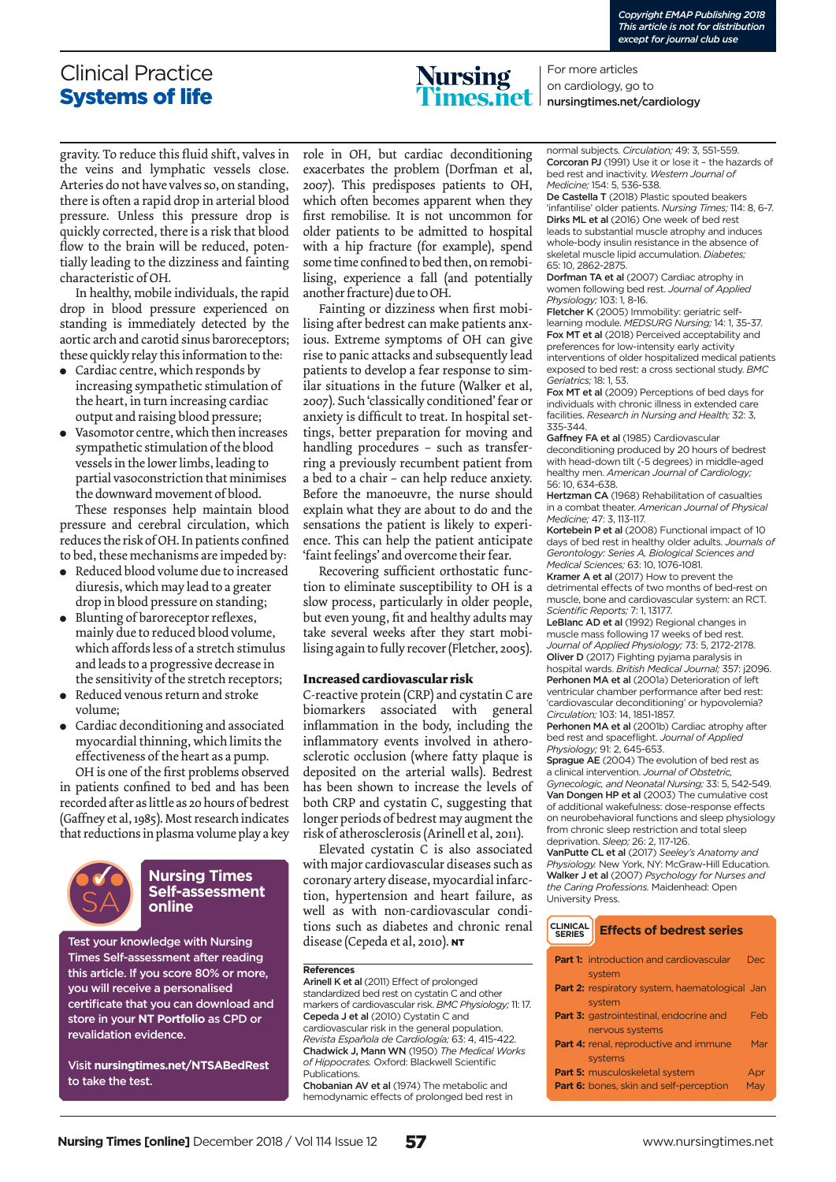gravity. To reduce this fluid shift, valves in the veins and lymphatic vessels close. Arteries do not have valves so, on standing, there is often a rapid drop in arterial blood pressure. Unless this pressure drop is quickly corrected, there is a risk that blood flow to the brain will be reduced, potentially leading to the dizziness and fainting characteristic of OH.

In healthy, mobile individuals, the rapid drop in blood pressure experienced on standing is immediately detected by the aortic arch and carotid sinus baroreceptors; these quickly relay this information to the:

- Cardiac centre, which responds by increasing sympathetic stimulation of the heart, in turn increasing cardiac output and raising blood pressure;
- Vasomotor centre, which then increases sympathetic stimulation of the blood vessels in the lower limbs, leading to partial vasoconstriction that minimises the downward movement of blood.

These responses help maintain blood pressure and cerebral circulation, which reduces the risk of OH. In patients confined to bed, these mechanisms are impeded by:

- Reduced blood volume due to increased diuresis, which may lead to a greater drop in blood pressure on standing;
- Blunting of baroreceptor reflexes, mainly due to reduced blood volume, which affords less of a stretch stimulus and leads to a progressive decrease in the sensitivity of the stretch receptors;
- Reduced venous return and stroke volume;
- Cardiac deconditioning and associated myocardial thinning, which limits the effectiveness of the heart as a pump.

OH is one of the first problems observed in patients confined to bed and has been recorded after as little as 20 hours of bedrest (Gaffney et al, 1985). Most research indicates that reductions in plasma volume play a key role in OH, but cardiac deconditioning exacerbates the problem (Dorfman et al, 2007). This predisposes patients to OH, which often becomes apparent when they first remobilise. It is not uncommon for older patients to be admitted to hospital with a hip fracture (for example), spend some time confined to bed then, on remobilising, experience a fall (and potentially another fracture) due to OH.

Fainting or dizziness when first mobilising after bedrest can make patients anxious. Extreme symptoms of OH can give rise to panic attacks and subsequently lead patients to develop a fear response to similar situations in the future (Walker et al, 2007). Such 'classically conditioned' fear or anxiety is difficult to treat. In hospital settings, better preparation for moving and handling procedures – such as transferring a previously recumbent patient from a bed to a chair – can help reduce anxiety. Before the manoeuvre, the nurse should explain what they are about to do and the sensations the patient is likely to experience. This can help the patient anticipate 'faint feelings' and overcome their fear.

Recovering sufficient orthostatic function to eliminate susceptibility to OH is a slow process, particularly in older people, but even young, fit and healthy adults may take several weeks after they start mobilising again to fully recover (Fletcher, 2005).

### Increased cardiovascular risk

C-reactive protein (CRP) and cystatin C are biomarkers associated with general inflammation in the body, including the inflammatory events involved in atherosclerotic occlusion (where fatty plaque is deposited on the arterial walls). Bedrest has been shown to increase the levels of both CRP and cystatin C, suggesting that longer periods of bedrest may augment the risk of atherosclerosis (Arinell et al, 2011).

Elevated cystatin C is also associated with major cardiovascular diseases such as coronary artery disease, myocardial infarction, hypertension and heart failure, as well as with non-cardiovascular conditions such as diabetes and chronic renal disease (Cepeda et al, 2010). **NT**

**Nursing Times Self-assessment online**

Test your knowledge with Nursing Times Self-assessment after reading this article. If you score 80% or more, you will receive a personalised certificate that you can download and store in your **NT Portfolio** as CPD or revalidation evidence.

Visit **nursingtimes.net/NTSABedRest** to take the test.

### References

**Arinell K et al** (2011) Effect of prolonged standardized bed rest on cystatin C and other markers of cardiovascular risk. *BMC Physiology;* 11: 17.
**Cepeda J et al** (2010) Cystatin C and cardiovascular risk in the general population. *Revista Española de Cardiología;* 63: 4, 415-422.
**Chadwick J, Mann WN** (1950) *The Medical Works of Hippocrates.* Oxford: Blackwell Scientific Publications.
**Chobanian AV et al** (1974) The metabolic and hemodynamic effects of prolonged bed rest in normal subjects. *Circulation;* 49: 3, 551-559.
**Corcoran PJ** (1991) Use it or lose it – the hazards of bed rest and inactivity. *Western Journal of Medicine;* 154: 5, 536-538.
**De Castella T** (2018) Plastic spouted beakers 'infantilise' older patients. *Nursing Times;* 114: 8, 6-7.
**Dirks ML et al** (2016) One week of bed rest leads to substantial muscle atrophy and induces whole-body insulin resistance in the absence of skeletal muscle lipid accumulation. *Diabetes;* 65: 10, 2862-2875.
**Dorfman TA et al** (2007) Cardiac atrophy in women following bed rest. *Journal of Applied Physiology;* 103: 1, 8-16.
**Fletcher K** (2005) Immobility: geriatric self-learning module. *MEDSURG Nursing;* 14: 1, 35-37.
**Fox MT et al** (2018) Perceived acceptability and preferences for low-intensity early activity interventions of older hospitalized medical patients exposed to bed rest: a cross sectional study. *BMC Geriatrics;* 18: 1, 53.
**Fox MT et al** (2009) Perceptions of bed days for individuals with chronic illness in extended care facilities. *Research in Nursing and Health;* 32: 3, 335-344.
**Gaffney FA et al** (1985) Cardiovascular deconditioning produced by 20 hours of bedrest with head-down tilt (-5 degrees) in middle-aged healthy men. *American Journal of Cardiology;* 56: 10, 634-638.
**Hertzman CA** (1968) Rehabilitation of casualties in a combat theater. *American Journal of Physical Medicine;* 47: 3, 113-117.
**Kortebein P et al** (2008) Functional impact of 10 days of bed rest in healthy older adults. *Journals of Gerontology: Series A, Biological Sciences and Medical Sciences;* 63: 10, 1076-1081.
**Kramer A et al** (2017) How to prevent the detrimental effects of two months of bed-rest on muscle, bone and cardiovascular system: an RCT. *Scientific Reports;* 7: 1, 13177.
**LeBlanc AD et al** (1992) Regional changes in muscle mass following 17 weeks of bed rest. *Journal of Applied Physiology;* 73: 5, 2172-2178.
**Oliver D** (2017) Fighting pyjama paralysis in hospital wards. *British Medical Journal;* 357: j2096.
**Perhonen MA et al** (2001a) Deterioration of left ventricular chamber performance after bed rest: 'cardiovascular deconditioning' or hypovolemia? *Circulation;* 103: 14, 1851-1857.
**Perhonen MA et al** (2001b) Cardiac atrophy after bed rest and spaceflight. *Journal of Applied Physiology;* 91: 2, 645-653.
**Sprague AE** (2004) The evolution of bed rest as a clinical intervention. *Journal of Obstetric, Gynecologic, and Neonatal Nursing;* 33: 5, 542-549.
**Van Dongen HP et al** (2003) The cumulative cost of additional wakefulness: dose-response effects on neurobehavioral functions and sleep physiology from chronic sleep restriction and total sleep deprivation. *Sleep;* 26: 2, 117-126.
**VanPutte CL et al** (2017) *Seeley's Anatomy and Physiology.* New York, NY: McGraw-Hill Education.
**Walker J et al** (2007) *Psychology for Nurses and the Caring Professions.* Maidenhead: Open University Press.

**CLINICAL SERIES — Effects of bedrest series**

| | | |
|---|---|---|
| **Part 1:** | introduction and cardiovascular system | Dec |
| **Part 2:** | respiratory system, haematological system | Jan |
| **Part 3:** | gastrointestinal, endocrine and nervous systems | Feb |
| **Part 4:** | renal, reproductive and immune systems | Mar |
| **Part 5:** | musculoskeletal system | Apr |
| **Part 6:** | bones, skin and self-perception | May |